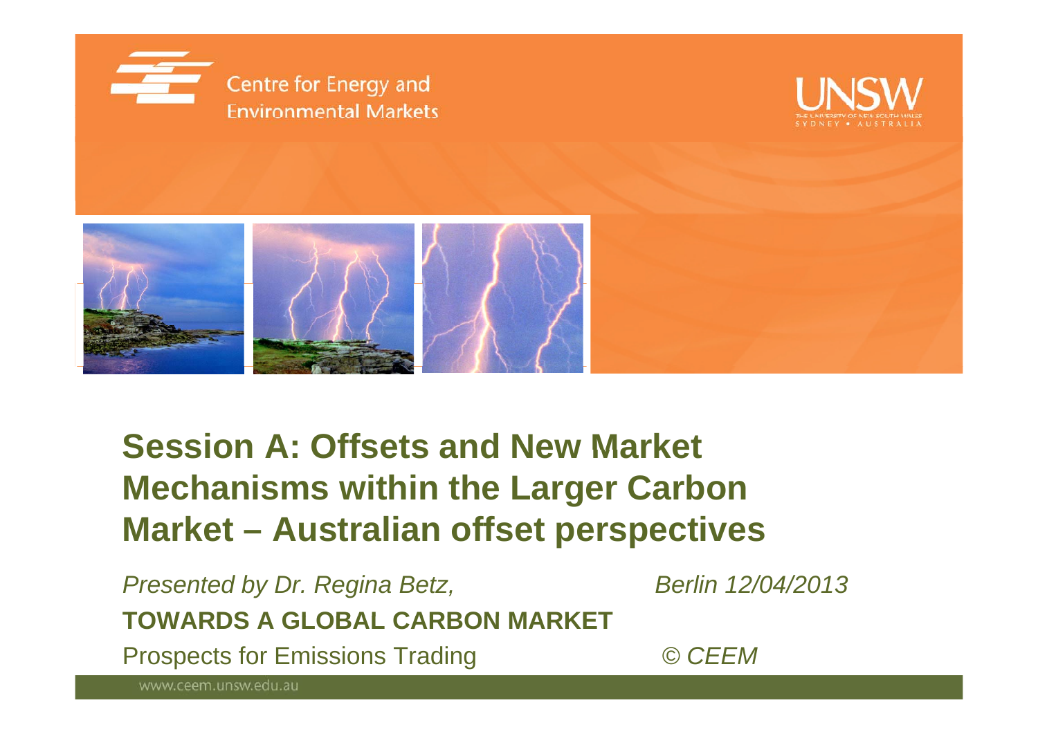Centre for Energy and Environmental Markets

UNSW
THE UNIVERSITY OF NEW SOUTH WALES
SYDNEY • AUSTRALIA

# Session A: Offsets and New Market Mechanisms within the Larger Carbon Market – Australian offset perspectives

*Presented by Dr. Regina Betz,* *Berlin 12/04/2013*

**TOWARDS A GLOBAL CARBON MARKET**

Prospects for Emissions Trading *© CEEM*

www.ceem.unsw.edu.au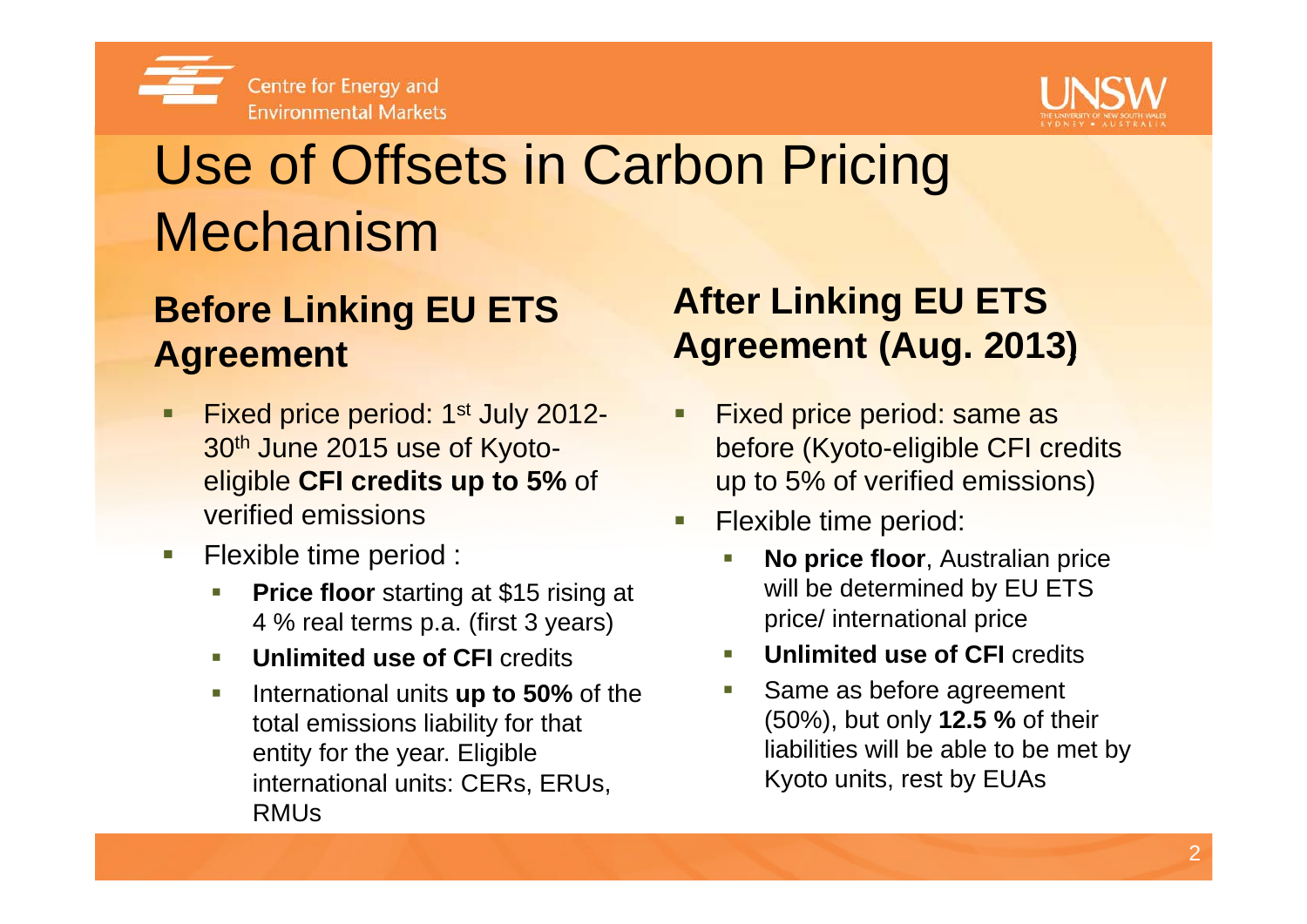# Use of Offsets in Carbon Pricing Mechanism

## Before Linking EU ETS Agreement

- Fixed price period: 1st July 2012-30th June 2015 use of Kyoto-eligible **CFI credits up to 5%** of verified emissions
- Flexible time period :
  - **Price floor** starting at $15 rising at 4 % real terms p.a. (first 3 years)
  - **Unlimited use of CFI** credits
  - International units **up to 50%** of the total emissions liability for that entity for the year. Eligible international units: CERs, ERUs, RMUs

## After Linking EU ETS Agreement (Aug. 2013)

- Fixed price period: same as before (Kyoto-eligible CFI credits up to 5% of verified emissions)
- Flexible time period:
  - **No price floor**, Australian price will be determined by EU ETS price/ international price
  - **Unlimited use of CFI** credits
  - Same as before agreement (50%), but only **12.5 %** of their liabilities will be able to be met by Kyoto units, rest by EUAs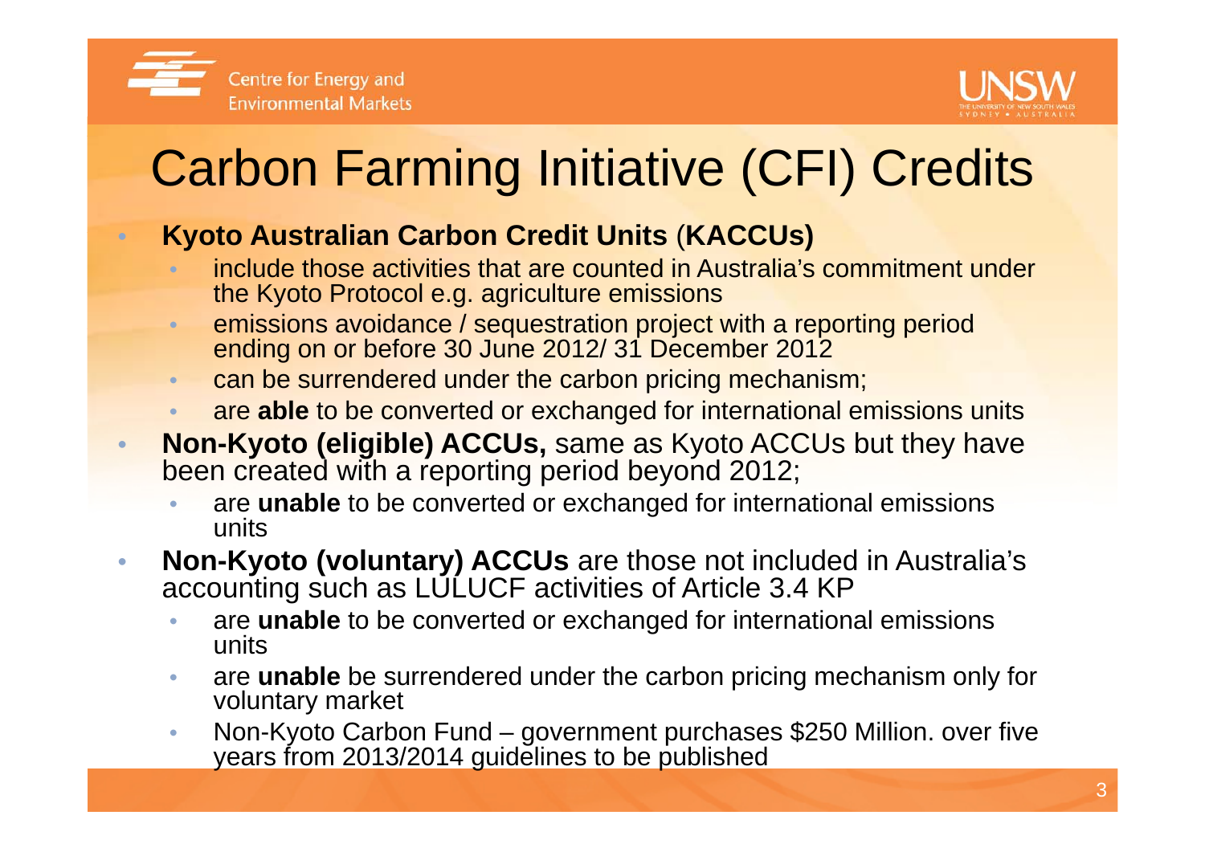# Carbon Farming Initiative (CFI) Credits

- **Kyoto Australian Carbon Credit Units** (**KACCUs)**
  - include those activities that are counted in Australia's commitment under the Kyoto Protocol e.g. agriculture emissions
  - emissions avoidance / sequestration project with a reporting period ending on or before 30 June 2012/ 31 December 2012
  - can be surrendered under the carbon pricing mechanism;
  - are **able** to be converted or exchanged for international emissions units
- **Non-Kyoto (eligible) ACCUs,** same as Kyoto ACCUs but they have been created with a reporting period beyond 2012;
  - are **unable** to be converted or exchanged for international emissions units
- **Non-Kyoto (voluntary) ACCUs** are those not included in Australia's accounting such as LULUCF activities of Article 3.4 KP
  - are **unable** to be converted or exchanged for international emissions units
  - are **unable** be surrendered under the carbon pricing mechanism only for voluntary market
  - Non-Kyoto Carbon Fund – government purchases $250 Million. over five years from 2013/2014 guidelines to be published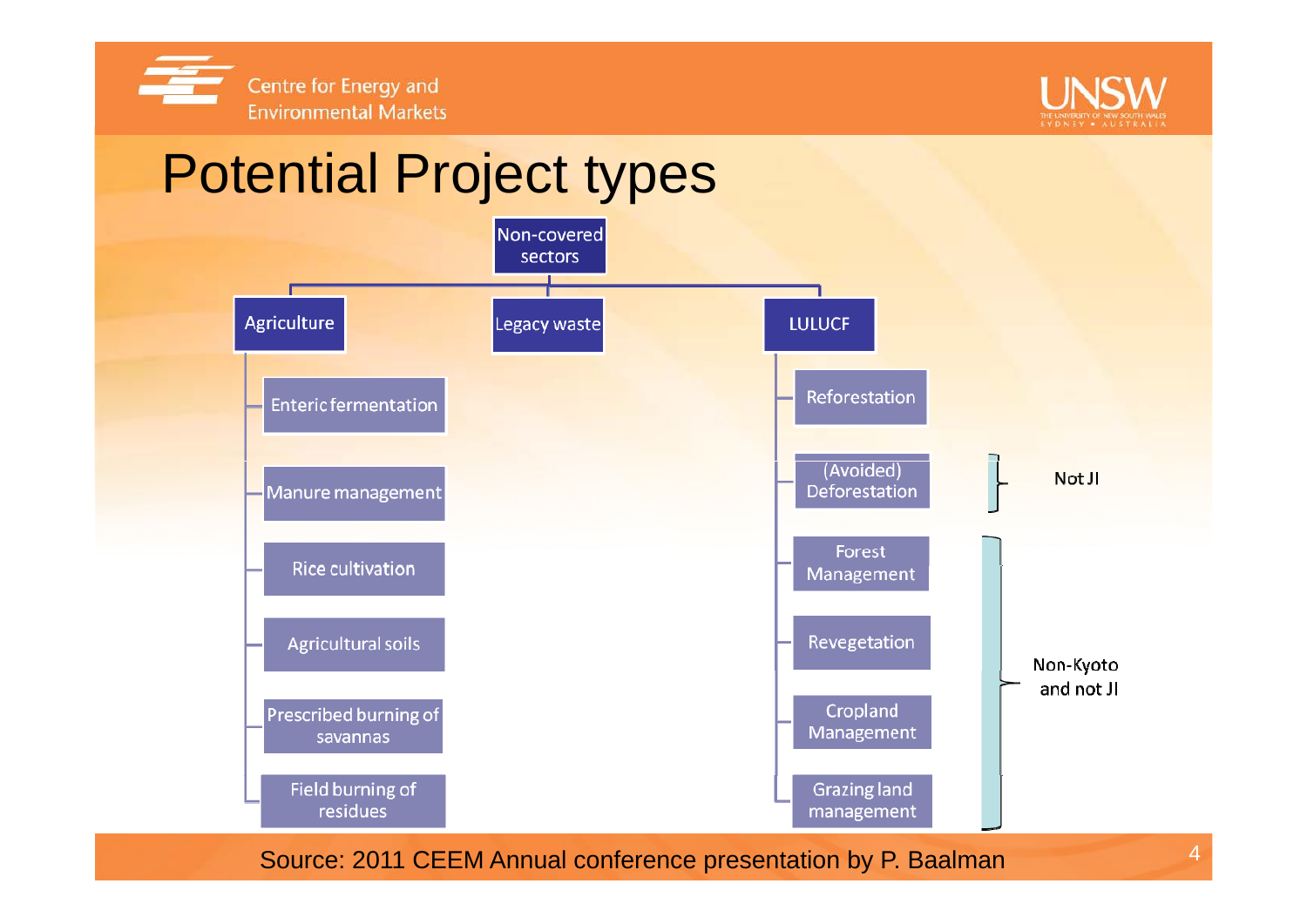# Potential Project types

- **Non-covered sectors**
  - **Agriculture**
    - Enteric fermentation
    - Manure management
    - Rice cultivation
    - Agricultural soils
    - Prescribed burning of savannas
    - Field burning of residues
  - **Legacy waste**
  - **LULUCF**
    - Reforestation
    - (Avoided) Deforestation — Not JI
    - Forest Management — Non-Kyoto and not JI
    - Revegetation — Non-Kyoto and not JI
    - Cropland Management — Non-Kyoto and not JI
    - Grazing land management — Non-Kyoto and not JI

Source: 2011 CEEM Annual conference presentation by P. Baalman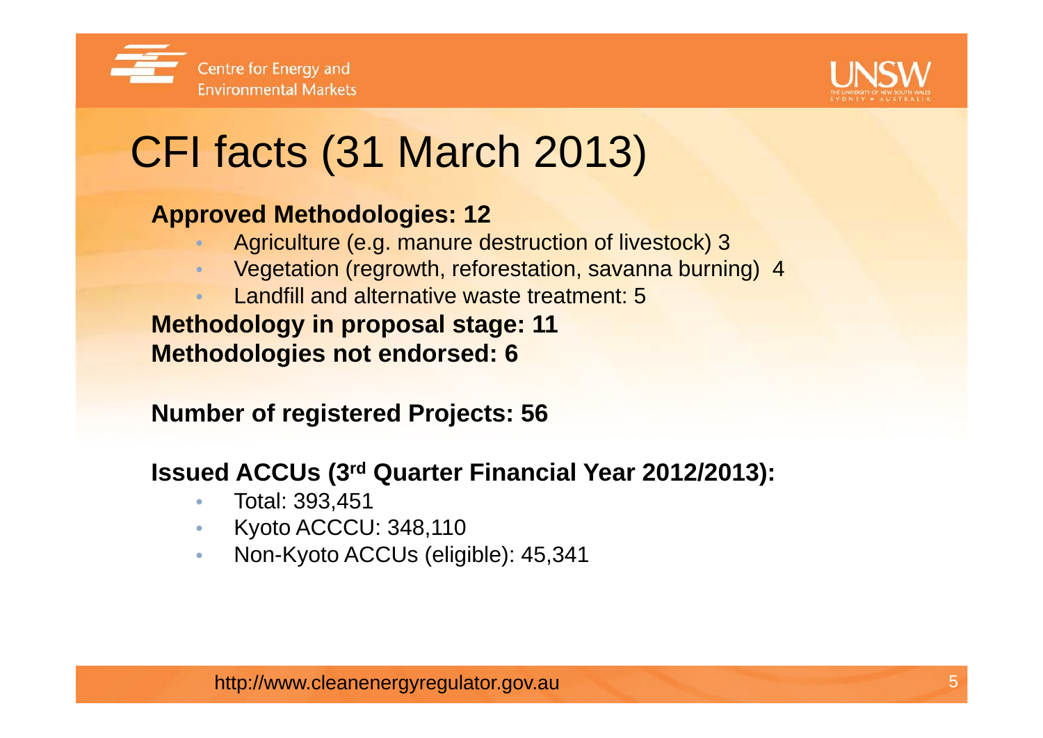# CFI facts (31 March 2013)

**Approved Methodologies: 12**

- Agriculture (e.g. manure destruction of livestock) 3
- Vegetation (regrowth, reforestation, savanna burning) 4
- Landfill and alternative waste treatment: 5

**Methodology in proposal stage: 11**

**Methodologies not endorsed: 6**

**Number of registered Projects: 56**

**Issued ACCUs (3rd Quarter Financial Year 2012/2013):**

- Total: 393,451
- Kyoto ACCCU: 348,110
- Non-Kyoto ACCUs (eligible): 45,341

http://www.cleanenergyregulator.gov.au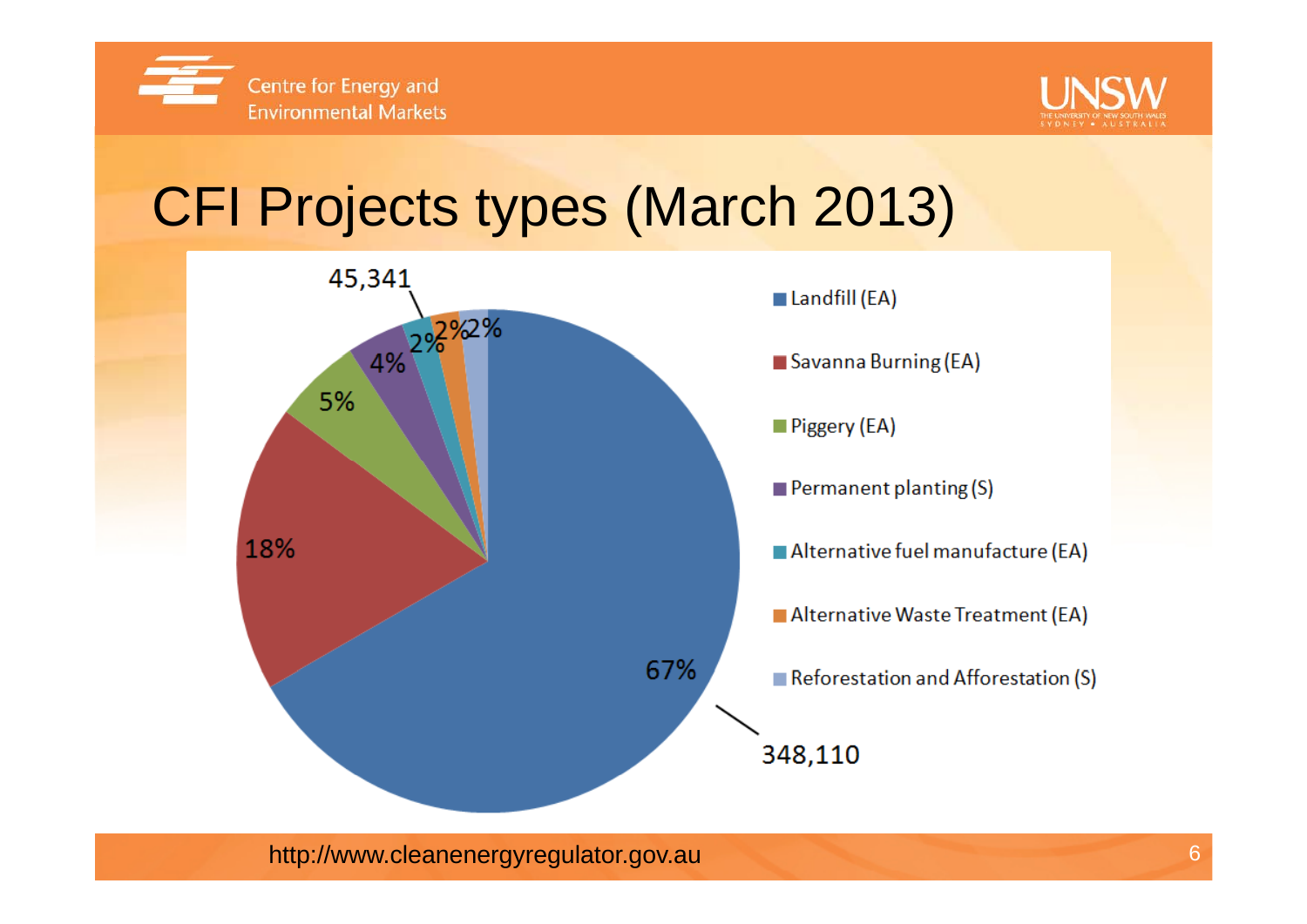# CFI Projects types (March 2013)

45,341

2% 2% 2%

4%

5%

18%

67%

348,110

- Landfill (EA)
- Savanna Burning (EA)
- Piggery (EA)
- Permanent planting (S)
- Alternative fuel manufacture (EA)
- Alternative Waste Treatment (EA)
- Reforestation and Afforestation (S)

http://www.cleanenergyregulator.gov.au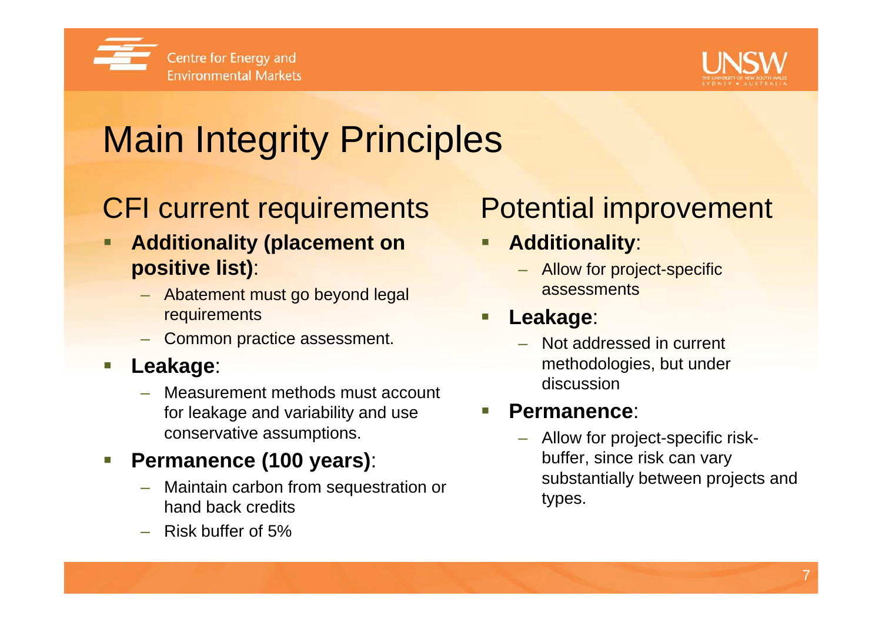# Main Integrity Principles

## CFI current requirements

- **Additionality (placement on positive list)**:
  - Abatement must go beyond legal requirements
  - Common practice assessment.
- **Leakage**:
  - Measurement methods must account for leakage and variability and use conservative assumptions.
- **Permanence (100 years)**:
  - Maintain carbon from sequestration or hand back credits
  - Risk buffer of 5%

## Potential improvement

- **Additionality**:
  - Allow for project-specific assessments
- **Leakage**:
  - Not addressed in current methodologies, but under discussion
- **Permanence**:
  - Allow for project-specific risk-buffer, since risk can vary substantially between projects and types.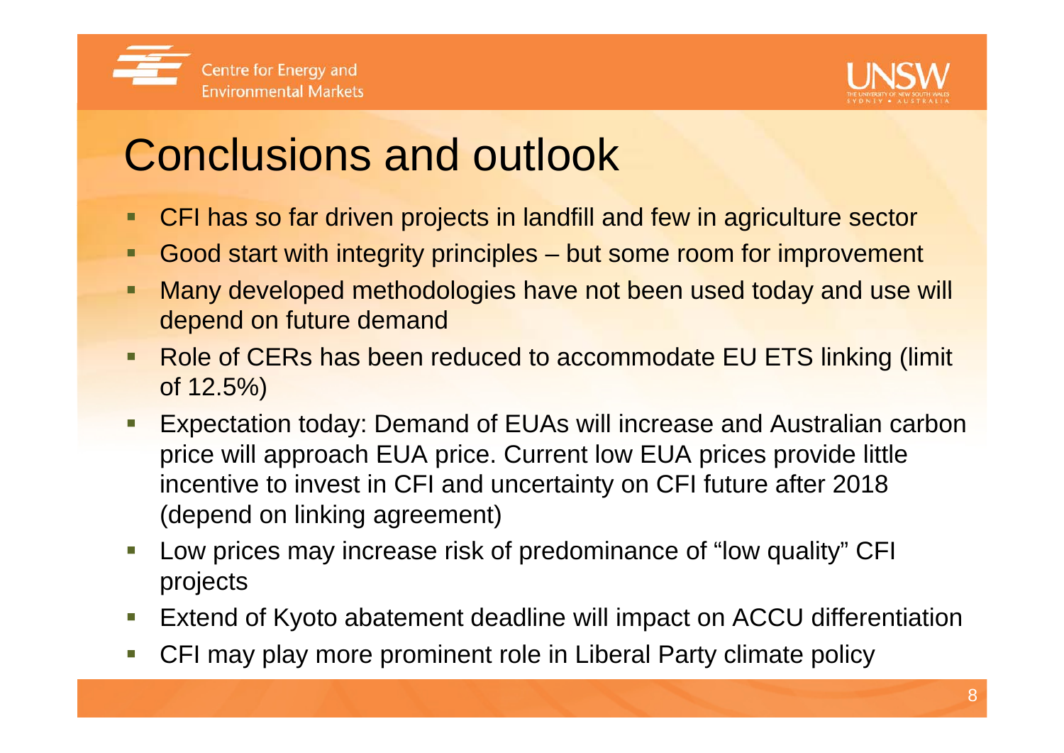# Conclusions and outlook

- CFI has so far driven projects in landfill and few in agriculture sector
- Good start with integrity principles – but some room for improvement
- Many developed methodologies have not been used today and use will depend on future demand
- Role of CERs has been reduced to accommodate EU ETS linking (limit of 12.5%)
- Expectation today: Demand of EUAs will increase and Australian carbon price will approach EUA price. Current low EUA prices provide little incentive to invest in CFI and uncertainty on CFI future after 2018 (depend on linking agreement)
- Low prices may increase risk of predominance of "low quality" CFI projects
- Extend of Kyoto abatement deadline will impact on ACCU differentiation
- CFI may play more prominent role in Liberal Party climate policy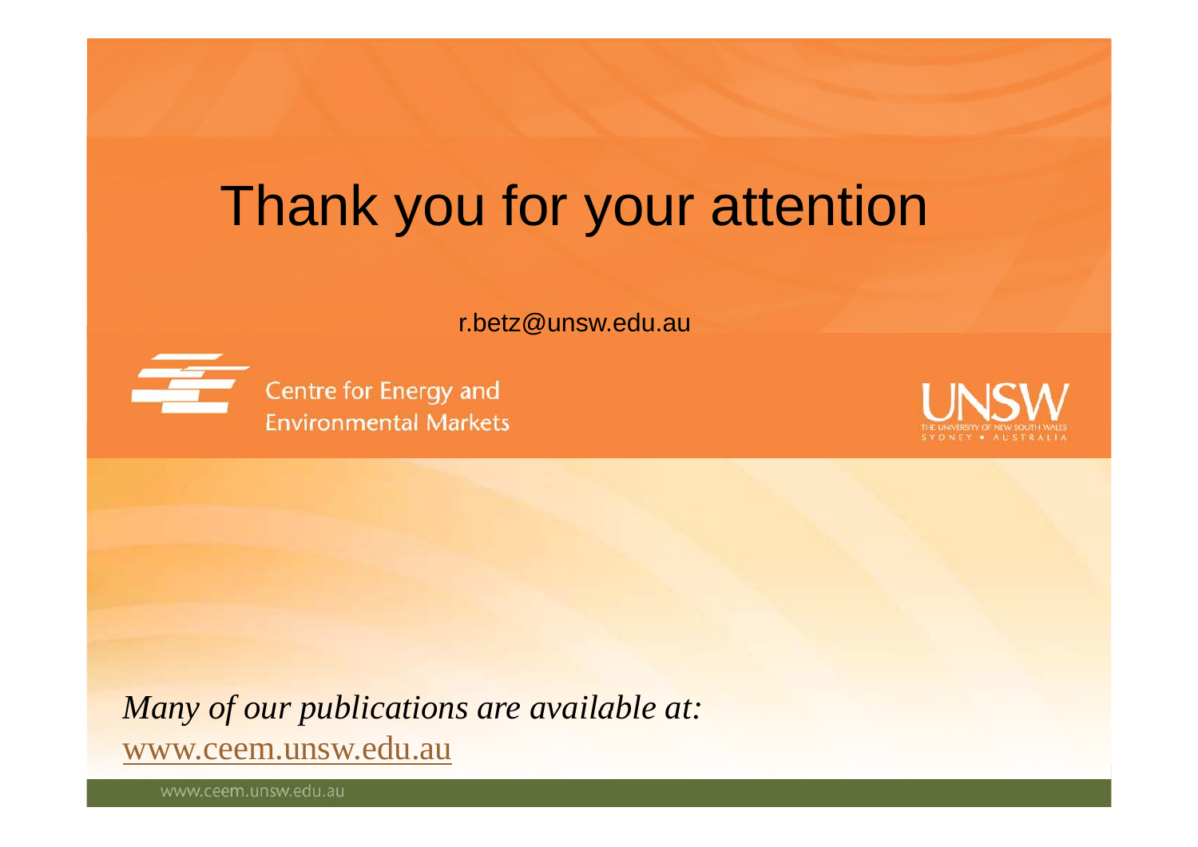# Thank you for your attention

r.betz@unsw.edu.au

Centre for Energy and Environmental Markets

UNSW THE UNIVERSITY OF NEW SOUTH WALES SYDNEY • AUSTRALIA

*Many of our publications are available at:*
www.ceem.unsw.edu.au